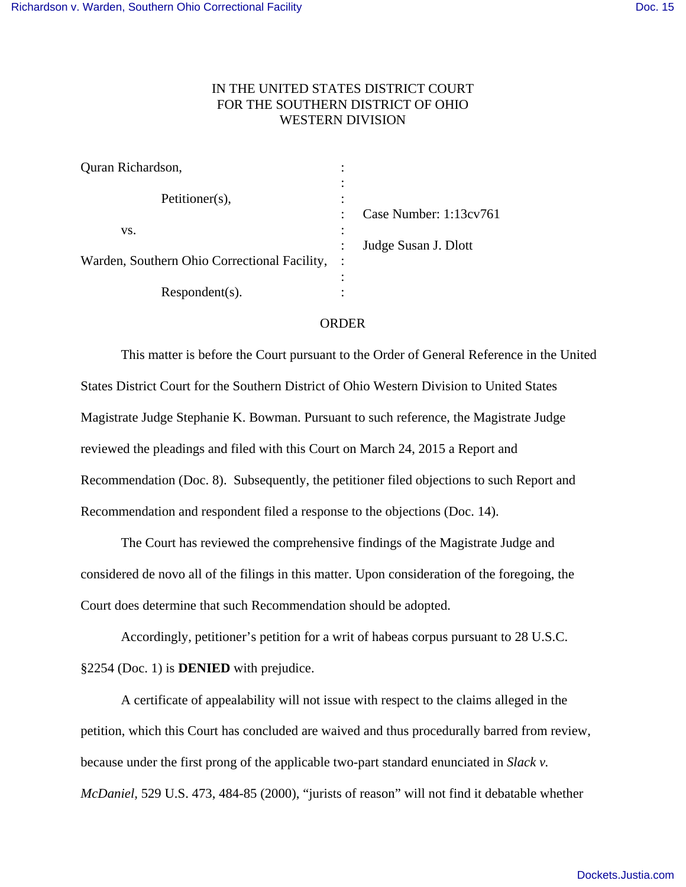IN THE UNITED STATES DISTRICT COURT
FOR THE SOUTHERN DISTRICT OF OHIO
WESTERN DIVISION

| | | |
|---|---|---|
| Quran Richardson, | : | |
| | : | |
| Petitioner(s), | : | |
| | : | Case Number: 1:13cv761 |
| vs. | : | |
| | : | Judge Susan J. Dlott |
| Warden, Southern Ohio Correctional Facility, | : | |
| | : | |
| Respondent(s). | : | |

ORDER

This matter is before the Court pursuant to the Order of General Reference in the United States District Court for the Southern District of Ohio Western Division to United States Magistrate Judge Stephanie K. Bowman. Pursuant to such reference, the Magistrate Judge reviewed the pleadings and filed with this Court on March 24, 2015 a Report and Recommendation (Doc. 8). Subsequently, the petitioner filed objections to such Report and Recommendation and respondent filed a response to the objections (Doc. 14).

The Court has reviewed the comprehensive findings of the Magistrate Judge and considered de novo all of the filings in this matter. Upon consideration of the foregoing, the Court does determine that such Recommendation should be adopted.

Accordingly, petitioner's petition for a writ of habeas corpus pursuant to 28 U.S.C. §2254 (Doc. 1) is **DENIED** with prejudice.

A certificate of appealability will not issue with respect to the claims alleged in the petition, which this Court has concluded are waived and thus procedurally barred from review, because under the first prong of the applicable two-part standard enunciated in *Slack v. McDaniel*, 529 U.S. 473, 484-85 (2000), "jurists of reason" will not find it debatable whether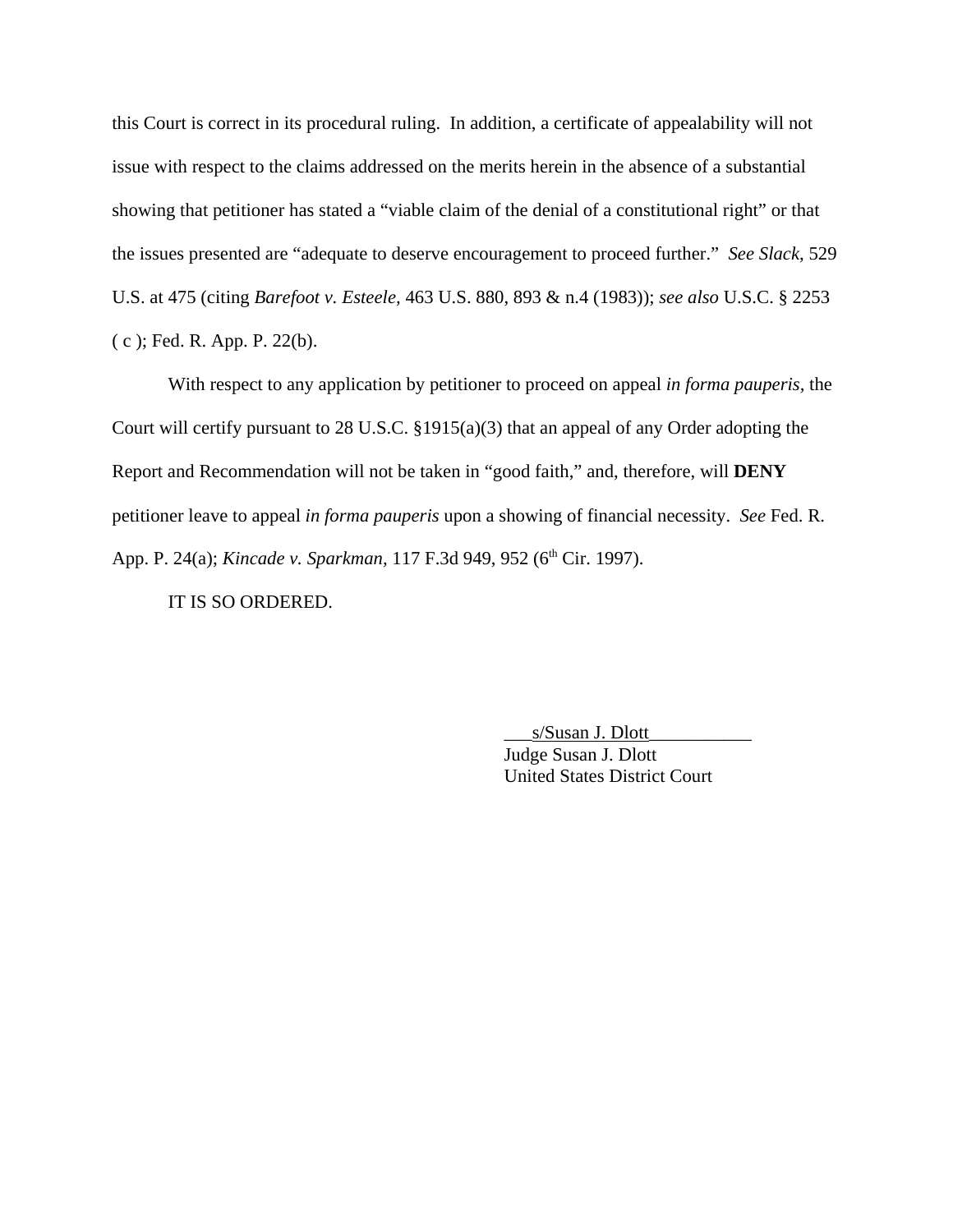this Court is correct in its procedural ruling. In addition, a certificate of appealability will not issue with respect to the claims addressed on the merits herein in the absence of a substantial showing that petitioner has stated a "viable claim of the denial of a constitutional right" or that the issues presented are "adequate to deserve encouragement to proceed further." *See Slack*, 529 U.S. at 475 (citing *Barefoot v. Esteele,* 463 U.S. 880, 893 & n.4 (1983)); *see also* U.S.C. § 2253 ( c ); Fed. R. App. P. 22(b).

With respect to any application by petitioner to proceed on appeal *in forma pauperis*, the Court will certify pursuant to 28 U.S.C. §1915(a)(3) that an appeal of any Order adopting the Report and Recommendation will not be taken in "good faith," and, therefore, will **DENY** petitioner leave to appeal *in forma pauperis* upon a showing of financial necessity. *See* Fed. R. App. P. 24(a); *Kincade v. Sparkman*, 117 F.3d 949, 952 (6th Cir. 1997).

IT IS SO ORDERED.

s/Susan J. Dlott
Judge Susan J. Dlott
United States District Court